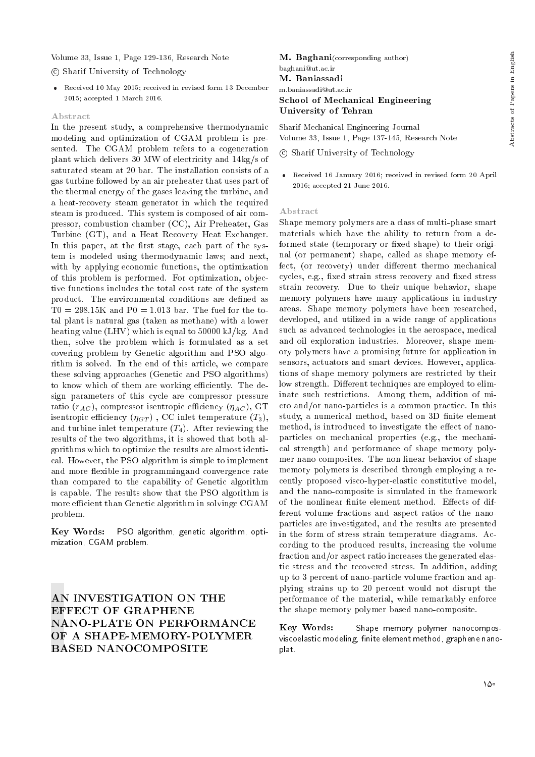Volume 33, Issue 1, Page 129-136, Research Note

© Sharif University of Technology

- Received 10 May 2015; received in revised form 13 December 2015; accepted 1 March 2016.

### Abstract

In the present study, a comprehensive thermodynamic modeling and optimization of CGAM problem is presented. The CGAM problem refers to a cogeneration plant which delivers 30 MW of electricity and 14kg/s of saturated steam at 20 bar. The installation consists of a gas turbine followed by an air preheater that uses part of the thermal energy of the gases leaving the turbine, and a heat-recovery steam generator in which the required steam is produced. This system is composed of air compressor, combustion chamber (CC), Air Preheater, Gas Turbine (GT), and a Heat Recovery Heat Exchanger. In this paper, at the first stage, each part of the system is modeled using thermodynamic laws; and next, with by applying economic functions, the optimization of this problem is performed. For optimization, objective functions includes the total cost rate of the system product. The environmental conditions are defined as T0 = 298.15K and P0 = 1.013 bar. The fuel for the total plant is natural gas (taken as methane) with a lower heating value (LHV) which is equal to 50000 kJ/kg. And then, solve the problem which is formulated as a set covering problem by Genetic algorithm and PSO algorithm is solved. In the end of this article, we compare these solving approaches (Genetic and PSO algorithms) to know which of them are working efficiently. The design parameters of this cycle are compressor pressure ratio ($r_{AC}$), compressor isentropic efficiency ($\eta_{AC}$), GT isentropic efficiency ($\eta_{GT}$) , CC inlet temperature ($T_3$), and turbine inlet temperature ($T_4$). After reviewing the results of the two algorithms, it is showed that both algorithms which to optimize the results are almost identical. However, the PSO algorithm is simple to implement and more flexible in programmingand convergence rate than compared to the capability of Genetic algorithm is capable. The results show that the PSO algorithm is more efficient than Genetic algorithm in solvinge CGAM problem.

**Key Words:** PSO algorithm, genetic algorithm, optimization, CGAM problem.

## AN INVESTIGATION ON THE EFFECT OF GRAPHENE NANO-PLATE ON PERFORMANCE OF A SHAPE-MEMORY-POLYMER BASED NANOCOMPOSITE

**M. Baghani**(corresponding author)
baghani@ut.ac.ir
**M. Baniassadi**
m.baniassadi@ut.ac.ir
**School of Mechanical Engineering**
**University of Tehran**

Sharif Mechanical Engineering Journal
Volume 33, Issue 1, Page 137-145, Research Note

© Sharif University of Technology

- Received 16 January 2016; received in revised form 20 April 2016; accepted 21 June 2016.

### Abstract

Shape memory polymers are a class of multi-phase smart materials which have the ability to return from a deformed state (temporary or fixed shape) to their original (or permanent) shape, called as shape memory effect, (or recovery) under different thermo mechanical cycles, e.g., fixed strain stress recovery and fixed stress strain recovery. Due to their unique behavior, shape memory polymers have many applications in industry areas. Shape memory polymers have been researched, developed, and utilized in a wide range of applications such as advanced technologies in the aerospace, medical and oil exploration industries. Moreover, shape memory polymers have a promising future for application in sensors, actuators and smart devices. However, applications of shape memory polymers are restricted by their low strength. Different techniques are employed to eliminate such restrictions. Among them, addition of micro and/or nano-particles is a common practice. In this study, a numerical method, based on 3D finite element method, is introduced to investigate the effect of nanoparticles on mechanical properties (e.g., the mechanical strength) and performance of shape memory polymer nano-composites. The non-linear behavior of shape memory polymers is described through employing a recently proposed visco-hyper-elastic constitutive model, and the nano-composite is simulated in the framework of the nonlinear finite element method. Effects of different volume fractions and aspect ratios of the nanoparticles are investigated, and the results are presented in the form of stress strain temperature diagrams. According to the produced results, increasing the volume fraction and/or aspect ratio increases the generated elastic stress and the recovered stress. In addition, adding up to 3 percent of nano-particle volume fraction and applying strains up to 20 percent would not disrupt the performance of the material, while remarkably enforce the shape memory polymer based nano-composite.

**Key Words:** Shape memory polymer nanocompos-viscoelastic modeling, finite element method, graphene nanoplat.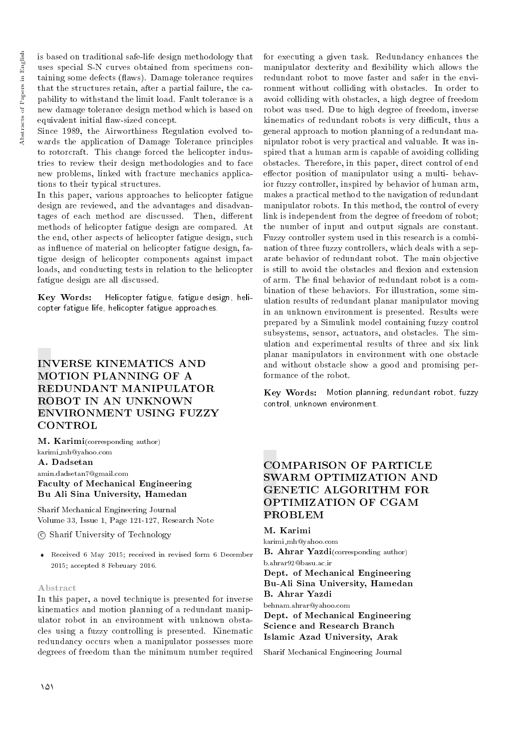is based on traditional safe-life design methodology that uses special S-N curves obtained from specimens containing some defects (flaws). Damage tolerance requires that the structures retain, after a partial failure, the capability to withstand the limit load. Fault tolerance is a new damage tolerance design method which is based on equivalent initial flaw-sized concept.

Since 1989, the Airworthiness Regulation evolved towards the application of Damage Tolerance principles to rotorcraft. This change forced the helicopter industries to review their design methodologies and to face new problems, linked with fracture mechanics applications to their typical structures.

In this paper, various approaches to helicopter fatigue design are reviewed, and the advantages and disadvantages of each method are discussed. Then, different methods of helicopter fatigue design are compared. At the end, other aspects of helicopter fatigue design, such as influence of material on helicopter fatigue design, fatigue design of helicopter components against impact loads, and conducting tests in relation to the helicopter fatigue design are all discussed.

**Key Words:** Helicopter fatigue, fatigue design, helicopter fatigue life, helicopter fatigue approaches.

## INVERSE KINEMATICS AND MOTION PLANNING OF A REDUNDANT MANIPULATOR ROBOT IN AN UNKNOWN ENVIRONMENT USING FUZZY CONTROL

**M. Karimi**(corresponding author)
karimi_mh@yahoo.com
**A. Dadsetan**
amin.dadsetan7@gmail.com
**Faculty of Mechanical Engineering**
**Bu Ali Sina University, Hamedan**

Sharif Mechanical Engineering Journal
Volume 33, Issue 1, Page 121-127, Research Note

© Sharif University of Technology

- Received 6 May 2015; received in revised form 6 December 2015; accepted 8 February 2016.

### Abstract

In this paper, a novel technique is presented for inverse kinematics and motion planning of a redundant manipulator robot in an environment with unknown obstacles using a fuzzy controlling is presented. Kinematic redundancy occurs when a manipulator possesses more degrees of freedom than the minimum number required for executing a given task. Redundancy enhances the manipulator dexterity and flexibility which allows the redundant robot to move faster and safer in the environment without colliding with obstacles. In order to avoid colliding with obstacles, a high degree of freedom robot was used. Due to high degree of freedom, inverse kinematics of redundant robots is very difficult, thus a general approach to motion planning of a redundant manipulator robot is very practical and valuable. It was inspired that a human arm is capable of avoiding colliding obstacles. Therefore, in this paper, direct control of end effector position of manipulator using a multi- behavior fuzzy controller, inspired by behavior of human arm, makes a practical method to the navigation of redundant manipulator robots. In this method, the control of every link is independent from the degree of freedom of robot; the number of input and output signals are constant. Fuzzy controller system used in this research is a combination of three fuzzy controllers, which deals with a separate behavior of redundant robot. The main objective is still to avoid the obstacles and flexion and extension of arm. The final behavior of redundant robot is a combination of these behaviors. For illustration, some simulation results of redundant planar manipulator moving in an unknown environment is presented. Results were prepared by a Simulink model containing fuzzy control subsystems, sensor, actuators, and obstacles. The simulation and experimental results of three and six link planar manipulators in environment with one obstacle and without obstacle show a good and promising performance of the robot.

**Key Words:** Motion planning, redundant robot, fuzzy control, unknown environment.

## COMPARISON OF PARTICLE SWARM OPTIMIZATION AND GENETIC ALGORITHM FOR OPTIMIZATION OF CGAM PROBLEM

**M. Karimi**
karimi_mh@yahoo.com
**B. Ahrar Yazdi**(corresponding author)
b.ahrar92@basu.ac.ir
**Dept. of Mechanical Engineering**
**Bu-Ali Sina University, Hamedan**
**B. Ahrar Yazdi**
behnam.ahrar@yahoo.com
**Dept. of Mechanical Engineering**
**Science and Research Branch**
**Islamic Azad University, Arak**

Sharif Mechanical Engineering Journal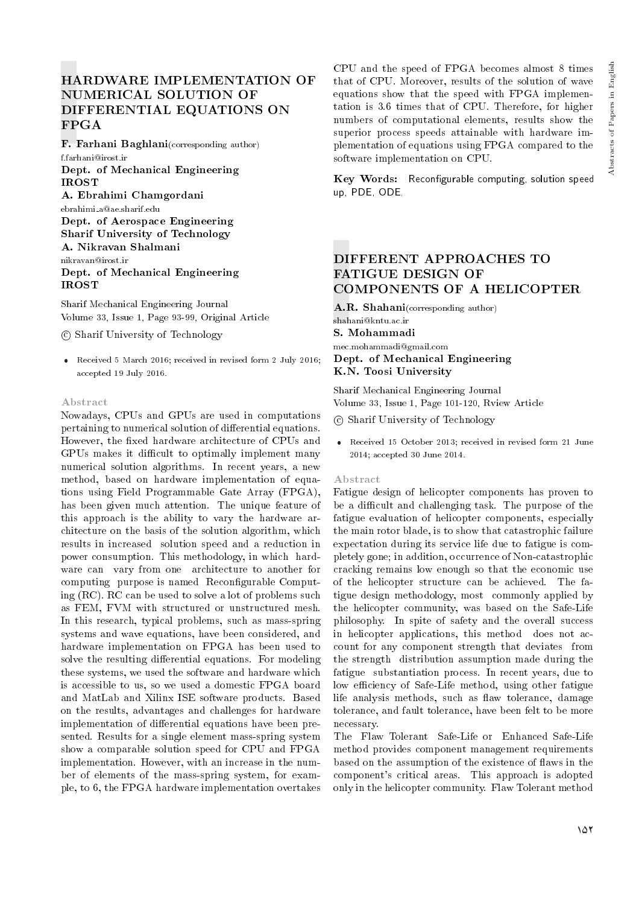## HARDWARE IMPLEMENTATION OF NUMERICAL SOLUTION OF DIFFERENTIAL EQUATIONS ON FPGA

**F. Farhani Baghlani**(corresponding author)
f.farhani@irost.ir
**Dept. of Mechanical Engineering**
**IROST**
**A. Ebrahimi Chamgordani**
ebrahimi_a@ae.sharif.edu
**Dept. of Aerospace Engineering**
**Sharif University of Technology**
**A. Nikravan Shalmani**
nikravan@irost.ir
**Dept. of Mechanical Engineering**
**IROST**

Sharif Mechanical Engineering Journal
Volume 33, Issue 1, Page 93-99, Original Article

© Sharif University of Technology

- Received 5 March 2016; received in revised form 2 July 2016; accepted 19 July 2016.

### Abstract

Nowadays, CPUs and GPUs are used in computations pertaining to numerical solution of differential equations. However, the fixed hardware architecture of CPUs and GPUs makes it difficult to optimally implement many numerical solution algorithms. In recent years, a new method, based on hardware implementation of equations using Field Programmable Gate Array (FPGA), has been given much attention. The unique feature of this approach is the ability to vary the hardware architecture on the basis of the solution algorithm, which results in increased solution speed and a reduction in power consumption. This methodology, in which hardware can vary from one architecture to another for computing purpose is named Reconfigurable Computing (RC). RC can be used to solve a lot of problems such as FEM, FVM with structured or unstructured mesh. In this research, typical problems, such as mass-spring systems and wave equations, have been considered, and hardware implementation on FPGA has been used to solve the resulting differential equations. For modeling these systems, we used the software and hardware which is accessible to us, so we used a domestic FPGA board and MatLab and Xilinx ISE software products. Based on the results, advantages and challenges for hardware implementation of differential equations have been presented. Results for a single element mass-spring system show a comparable solution speed for CPU and FPGA implementation. However, with an increase in the number of elements of the mass-spring system, for example, to 6, the FPGA hardware implementation overtakes CPU and the speed of FPGA becomes almost 8 times that of CPU. Moreover, results of the solution of wave equations show that the speed with FPGA implementation is 3.6 times that of CPU. Therefore, for higher numbers of computational elements, results show the superior process speeds attainable with hardware implementation of equations using FPGA compared to the software implementation on CPU.

**Key Words:** Reconfigurable computing, solution speed up, PDE, ODE.

## DIFFERENT APPROACHES TO FATIGUE DESIGN OF COMPONENTS OF A HELICOPTER

**A.R. Shahani**(corresponding author)
shahani@kntu.ac.ir
**S. Mohammadi**
mec.mohammadi@gmail.com
**Dept. of Mechanical Engineering**
**K.N. Toosi University**

Sharif Mechanical Engineering Journal
Volume 33, Issue 1, Page 101-120, Rview Article

© Sharif University of Technology

- Received 15 October 2013; received in revised form 21 June 2014; accepted 30 June 2014.

### Abstract

Fatigue design of helicopter components has proven to be a difficult and challenging task. The purpose of the fatigue evaluation of helicopter components, especially the main rotor blade, is to show that catastrophic failure expectation during its service life due to fatigue is completely gone; in addition, occurrence of Non-catastrophic cracking remains low enough so that the economic use of the helicopter structure can be achieved. The fatigue design methodology, most commonly applied by the helicopter community, was based on the Safe-Life philosophy. In spite of safety and the overall success in helicopter applications, this method does not account for any component strength that deviates from the strength distribution assumption made during the fatigue substantiation process. In recent years, due to low efficiency of Safe-Life method, using other fatigue life analysis methods, such as flaw tolerance, damage tolerance, and fault tolerance, have been felt to be more necessary.

The Flaw Tolerant Safe-Life or Enhanced Safe-Life method provides component management requirements based on the assumption of the existence of flaws in the component's critical areas. This approach is adopted only in the helicopter community. Flaw Tolerant method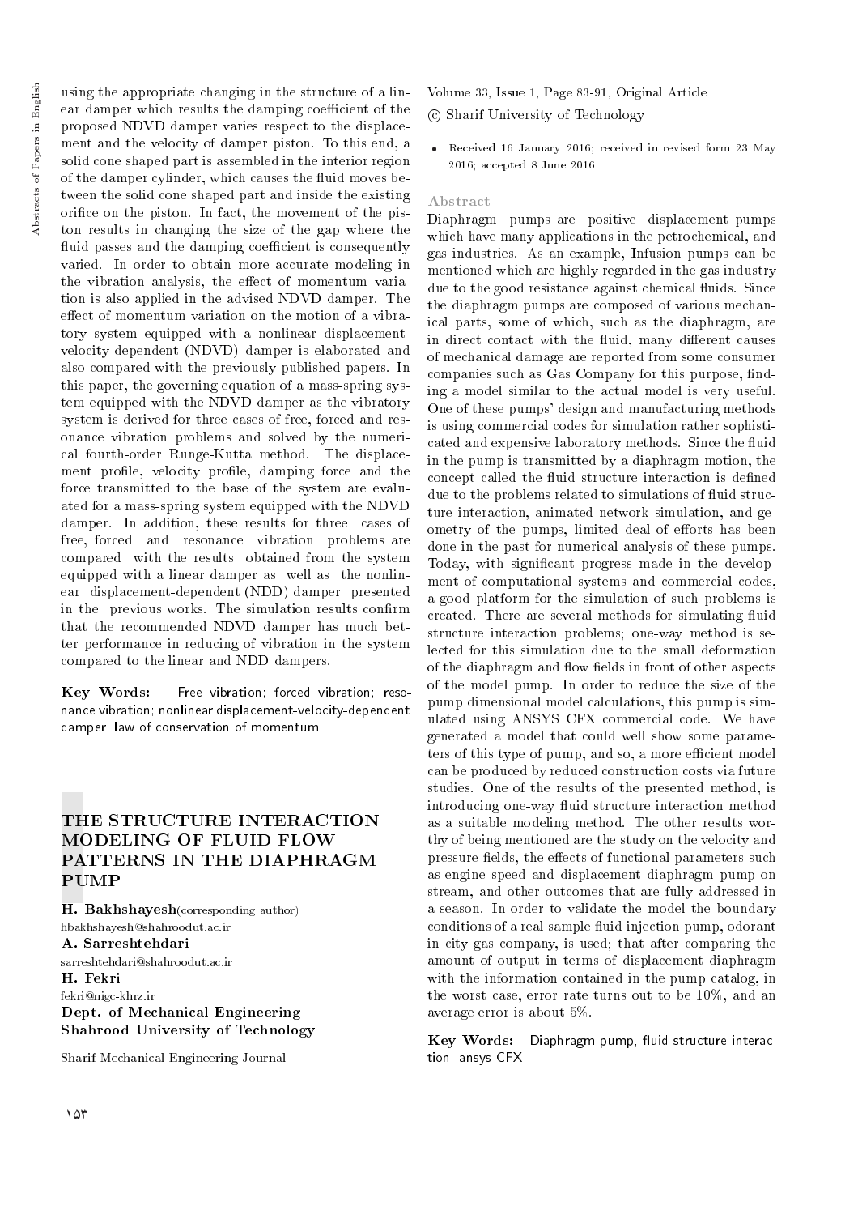using the appropriate changing in the structure of a linear damper which results the damping coefficient of the proposed NDVD damper varies respect to the displacement and the velocity of damper piston. To this end, a solid cone shaped part is assembled in the interior region of the damper cylinder, which causes the fluid moves between the solid cone shaped part and inside the existing orifice on the piston. In fact, the movement of the piston results in changing the size of the gap where the fluid passes and the damping coefficient is consequently varied. In order to obtain more accurate modeling in the vibration analysis, the effect of momentum variation is also applied in the advised NDVD damper. The effect of momentum variation on the motion of a vibratory system equipped with a nonlinear displacement-velocity-dependent (NDVD) damper is elaborated and also compared with the previously published papers. In this paper, the governing equation of a mass-spring system equipped with the NDVD damper as the vibratory system is derived for three cases of free, forced and resonance vibration problems and solved by the numerical fourth-order Runge-Kutta method. The displacement profile, velocity profile, damping force and the force transmitted to the base of the system are evaluated for a mass-spring system equipped with the NDVD damper. In addition, these results for three cases of free, forced and resonance vibration problems are compared with the results obtained from the system equipped with a linear damper as well as the nonlinear displacement-dependent (NDD) damper presented in the previous works. The simulation results confirm that the recommended NDVD damper has much better performance in reducing of vibration in the system compared to the linear and NDD dampers.

**Key Words:** Free vibration; forced vibration; resonance vibration; nonlinear displacement-velocity-dependent damper; law of conservation of momentum.

## THE STRUCTURE INTERACTION MODELING OF FLUID FLOW PATTERNS IN THE DIAPHRAGM PUMP

**H. Bakhshayesh**(corresponding author)
hbakhshayesh@shahroodut.ac.ir
**A. Sarreshtehdari**
sarreshtehdari@shahroodut.ac.ir
**H. Fekri**
fekri@nigc-khrz.ir
**Dept. of Mechanical Engineering**
**Shahrood University of Technology**

Sharif Mechanical Engineering Journal
Volume 33, Issue 1, Page 83-91, Original Article
© Sharif University of Technology

- Received 16 January 2016; received in revised form 23 May 2016; accepted 8 June 2016.

### Abstract

Diaphragm pumps are positive displacement pumps which have many applications in the petrochemical, and gas industries. As an example, Infusion pumps can be mentioned which are highly regarded in the gas industry due to the good resistance against chemical fluids. Since the diaphragm pumps are composed of various mechanical parts, some of which, such as the diaphragm, are in direct contact with the fluid, many different causes of mechanical damage are reported from some consumer companies such as Gas Company for this purpose, finding a model similar to the actual model is very useful. One of these pumps' design and manufacturing methods is using commercial codes for simulation rather sophisticated and expensive laboratory methods. Since the fluid in the pump is transmitted by a diaphragm motion, the concept called the fluid structure interaction is defined due to the problems related to simulations of fluid structure interaction, animated network simulation, and geometry of the pumps, limited deal of efforts has been done in the past for numerical analysis of these pumps. Today, with significant progress made in the development of computational systems and commercial codes, a good platform for the simulation of such problems is created. There are several methods for simulating fluid structure interaction problems; one-way method is selected for this simulation due to the small deformation of the diaphragm and flow fields in front of other aspects of the model pump. In order to reduce the size of the pump dimensional model calculations, this pump is simulated using ANSYS CFX commercial code. We have generated a model that could well show some parameters of this type of pump, and so, a more efficient model can be produced by reduced construction costs via future studies. One of the results of the presented method, is introducing one-way fluid structure interaction method as a suitable modeling method. The other results worthy of being mentioned are the study on the velocity and pressure fields, the effects of functional parameters such as engine speed and displacement diaphragm pump on stream, and other outcomes that are fully addressed in a season. In order to validate the model the boundary conditions of a real sample fluid injection pump, odorant in city gas company, is used; that after comparing the amount of output in terms of displacement diaphragm with the information contained in the pump catalog, in the worst case, error rate turns out to be 10%, and an average error is about 5%.

**Key Words:** Diaphragm pump, fluid structure interaction, ansys CFX.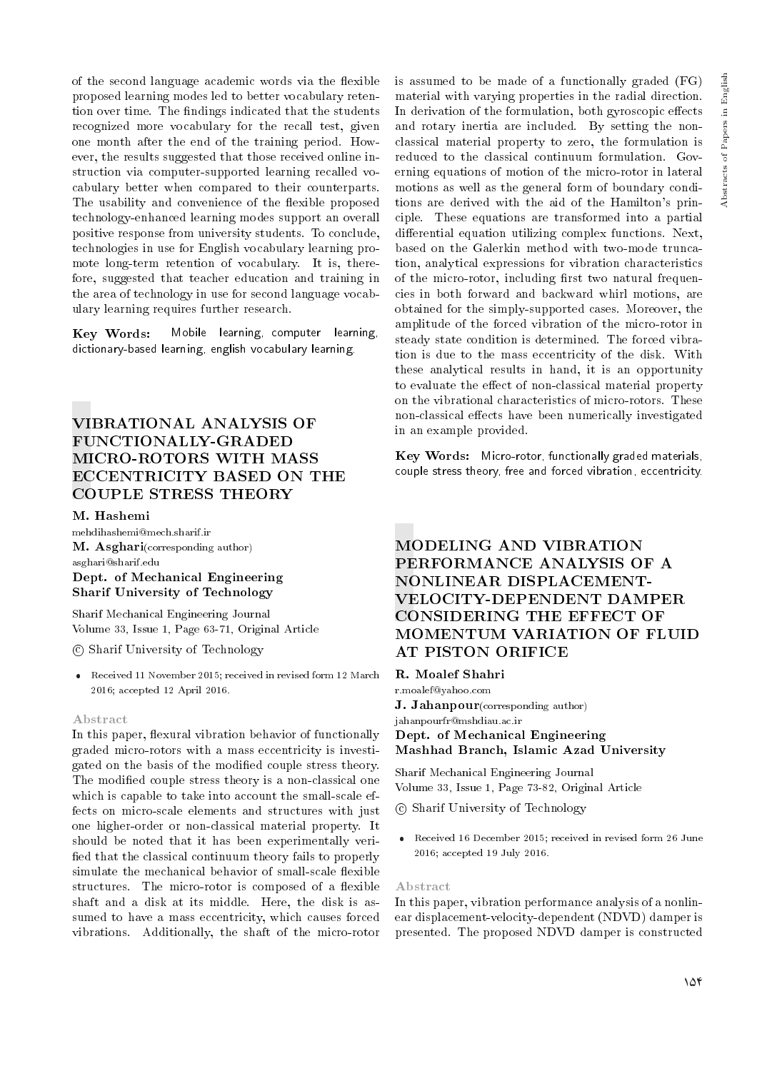of the second language academic words via the flexible proposed learning modes led to better vocabulary retention over time. The findings indicated that the students recognized more vocabulary for the recall test, given one month after the end of the training period. However, the results suggested that those received online instruction via computer-supported learning recalled vocabulary better when compared to their counterparts. The usability and convenience of the flexible proposed technology-enhanced learning modes support an overall positive response from university students. To conclude, technologies in use for English vocabulary learning promote long-term retention of vocabulary. It is, therefore, suggested that teacher education and training in the area of technology in use for second language vocabulary learning requires further research.

**Key Words:** Mobile learning, computer learning, dictionary-based learning, english vocabulary learning.

## VIBRATIONAL ANALYSIS OF FUNCTIONALLY-GRADED MICRO-ROTORS WITH MASS ECCENTRICITY BASED ON THE COUPLE STRESS THEORY

**M. Hashemi**
mehdihashemi@mech.sharif.ir
**M. Asghari**(corresponding author)
asghari@sharif.edu
**Dept. of Mechanical Engineering**
**Sharif University of Technology**

Sharif Mechanical Engineering Journal
Volume 33, Issue 1, Page 63-71, Original Article

© Sharif University of Technology

- Received 11 November 2015; received in revised form 12 March 2016; accepted 12 April 2016.

### Abstract

In this paper, flexural vibration behavior of functionally graded micro-rotors with a mass eccentricity is investigated on the basis of the modified couple stress theory. The modified couple stress theory is a non-classical one which is capable to take into account the small-scale effects on micro-scale elements and structures with just one higher-order or non-classical material property. It should be noted that it has been experimentally verified that the classical continuum theory fails to properly simulate the mechanical behavior of small-scale flexible structures. The micro-rotor is composed of a flexible shaft and a disk at its middle. Here, the disk is assumed to have a mass eccentricity, which causes forced vibrations. Additionally, the shaft of the micro-rotor is assumed to be made of a functionally graded (FG) material with varying properties in the radial direction. In derivation of the formulation, both gyroscopic effects and rotary inertia are included. By setting the non-classical material property to zero, the formulation is reduced to the classical continuum formulation. Governing equations of motion of the micro-rotor in lateral motions as well as the general form of boundary conditions are derived with the aid of the Hamilton's principle. These equations are transformed into a partial differential equation utilizing complex functions. Next, based on the Galerkin method with two-mode truncation, analytical expressions for vibration characteristics of the micro-rotor, including first two natural frequencies in both forward and backward whirl motions, are obtained for the simply-supported cases. Moreover, the amplitude of the forced vibration of the micro-rotor in steady state condition is determined. The forced vibration is due to the mass eccentricity of the disk. With these analytical results in hand, it is an opportunity to evaluate the effect of non-classical material property on the vibrational characteristics of micro-rotors. These non-classical effects have been numerically investigated in an example provided.

**Key Words:** Micro-rotor, functionally graded materials, couple stress theory, free and forced vibration, eccentricity.

## MODELING AND VIBRATION PERFORMANCE ANALYSIS OF A NONLINEAR DISPLACEMENT-VELOCITY-DEPENDENT DAMPER CONSIDERING THE EFFECT OF MOMENTUM VARIATION OF FLUID AT PISTON ORIFICE

**R. Moalef Shahri**
r.moalef@yahoo.com
**J. Jahanpour**(corresponding author)
jahanpourfr@mshdiau.ac.ir
**Dept. of Mechanical Engineering**
**Mashhad Branch, Islamic Azad University**

Sharif Mechanical Engineering Journal
Volume 33, Issue 1, Page 73-82, Original Article

© Sharif University of Technology

- Received 16 December 2015; received in revised form 26 June 2016; accepted 19 July 2016.

### Abstract

In this paper, vibration performance analysis of a nonlinear displacement-velocity-dependent (NDVD) damper is presented. The proposed NDVD damper is constructed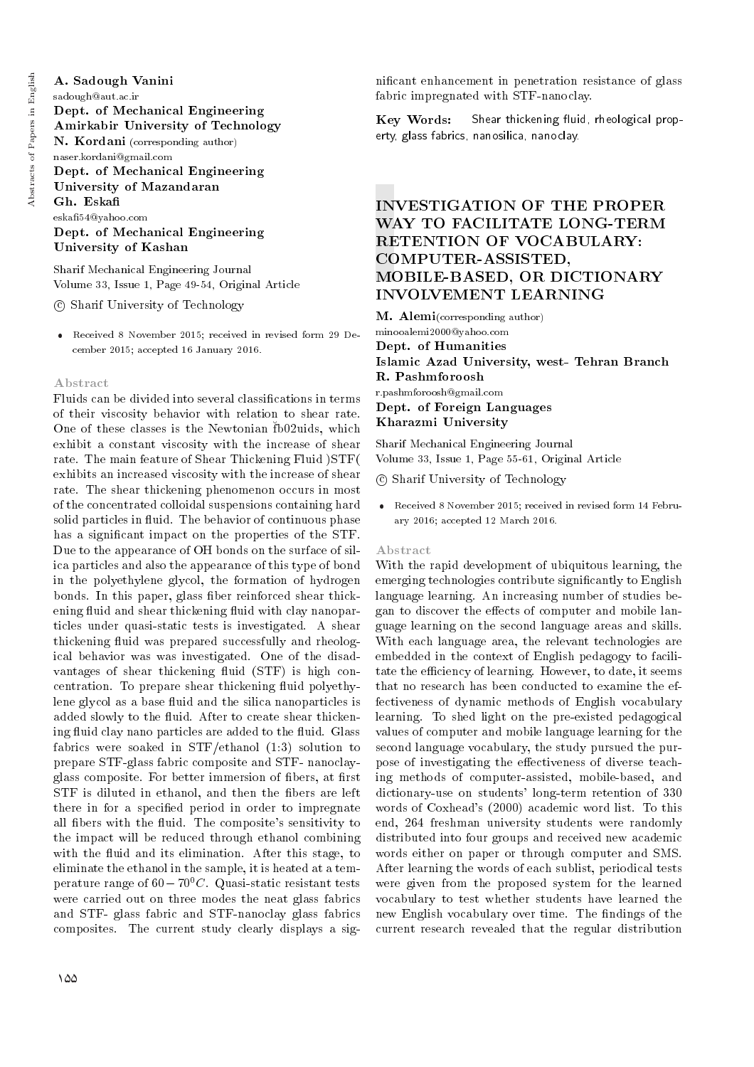**A. Sadough Vanini**
sadough@aut.ac.ir
**Dept. of Mechanical Engineering**
**Amirkabir University of Technology**
**N. Kordani** (corresponding author)
naser.kordani@gmail.com
**Dept. of Mechanical Engineering**
**University of Mazandaran**
**Gh. Eskafi**
eskafi54@yahoo.com
**Dept. of Mechanical Engineering**
**University of Kashan**

Sharif Mechanical Engineering Journal
Volume 33, Issue 1, Page 49-54, Original Article

© Sharif University of Technology

- Received 8 November 2015; received in revised form 29 December 2015; accepted 16 January 2016.

### Abstract

Fluids can be divided into several classifications in terms of their viscosity behavior with relation to shear rate. One of these classes is the Newtonian ﬂ02uids, which exhibit a constant viscosity with the increase of shear rate. The main feature of Shear Thickening Fluid )STF( exhibits an increased viscosity with the increase of shear rate. The shear thickening phenomenon occurs in most of the concentrated colloidal suspensions containing hard solid particles in fluid. The behavior of continuous phase has a significant impact on the properties of the STF. Due to the appearance of OH bonds on the surface of silica particles and also the appearance of this type of bond in the polyethylene glycol, the formation of hydrogen bonds. In this paper, glass fiber reinforced shear thickening fluid and shear thickening fluid with clay nanoparticles under quasi-static tests is investigated. A shear thickening fluid was prepared successfully and rheological behavior was was investigated. One of the disadvantages of shear thickening fluid (STF) is high concentration. To prepare shear thickening fluid polyethylene glycol as a base fluid and the silica nanoparticles is added slowly to the fluid. After to create shear thickening fluid clay nano particles are added to the fluid. Glass fabrics were soaked in STF/ethanol (1:3) solution to prepare STF-glass fabric composite and STF- nanoclay-glass composite. For better immersion of fibers, at first STF is diluted in ethanol, and then the fibers are left there in for a specified period in order to impregnate all fibers with the fluid. The composite's sensitivity to the impact will be reduced through ethanol combining with the fluid and its elimination. After this stage, to eliminate the ethanol in the sample, it is heated at a temperature range of $60-70^0C$. Quasi-static resistant tests were carried out on three modes the neat glass fabrics and STF- glass fabric and STF-nanoclay glass fabrics composites. The current study clearly displays a significant enhancement in penetration resistance of glass fabric impregnated with STF-nanoclay.

**Key Words:** Shear thickening fluid, rheological property, glass fabrics, nanosilica, nanoclay.

## INVESTIGATION OF THE PROPER WAY TO FACILITATE LONG-TERM RETENTION OF VOCABULARY: COMPUTER-ASSISTED, MOBILE-BASED, OR DICTIONARY INVOLVEMENT LEARNING

**M. Alemi**(corresponding author)
minooalemi2000@yahoo.com
**Dept. of Humanities**
**Islamic Azad University, west- Tehran Branch**
**R. Pashmforoosh**
r.pashmforoosh@gmail.com
**Dept. of Foreign Languages**
**Kharazmi University**

Sharif Mechanical Engineering Journal
Volume 33, Issue 1, Page 55-61, Original Article

© Sharif University of Technology

- Received 8 November 2015; received in revised form 14 February 2016; accepted 12 March 2016.

### Abstract

With the rapid development of ubiquitous learning, the emerging technologies contribute significantly to English language learning. An increasing number of studies began to discover the effects of computer and mobile language learning on the second language areas and skills. With each language area, the relevant technologies are embedded in the context of English pedagogy to facilitate the efficiency of learning. However, to date, it seems that no research has been conducted to examine the effectiveness of dynamic methods of English vocabulary learning. To shed light on the pre-existed pedagogical values of computer and mobile language learning for the second language vocabulary, the study pursued the purpose of investigating the effectiveness of diverse teaching methods of computer-assisted, mobile-based, and dictionary-use on students' long-term retention of 330 words of Coxhead's (2000) academic word list. To this end, 264 freshman university students were randomly distributed into four groups and received new academic words either on paper or through computer and SMS. After learning the words of each sublist, periodical tests were given from the proposed system for the learned vocabulary to test whether students have learned the new English vocabulary over time. The findings of the current research revealed that the regular distribution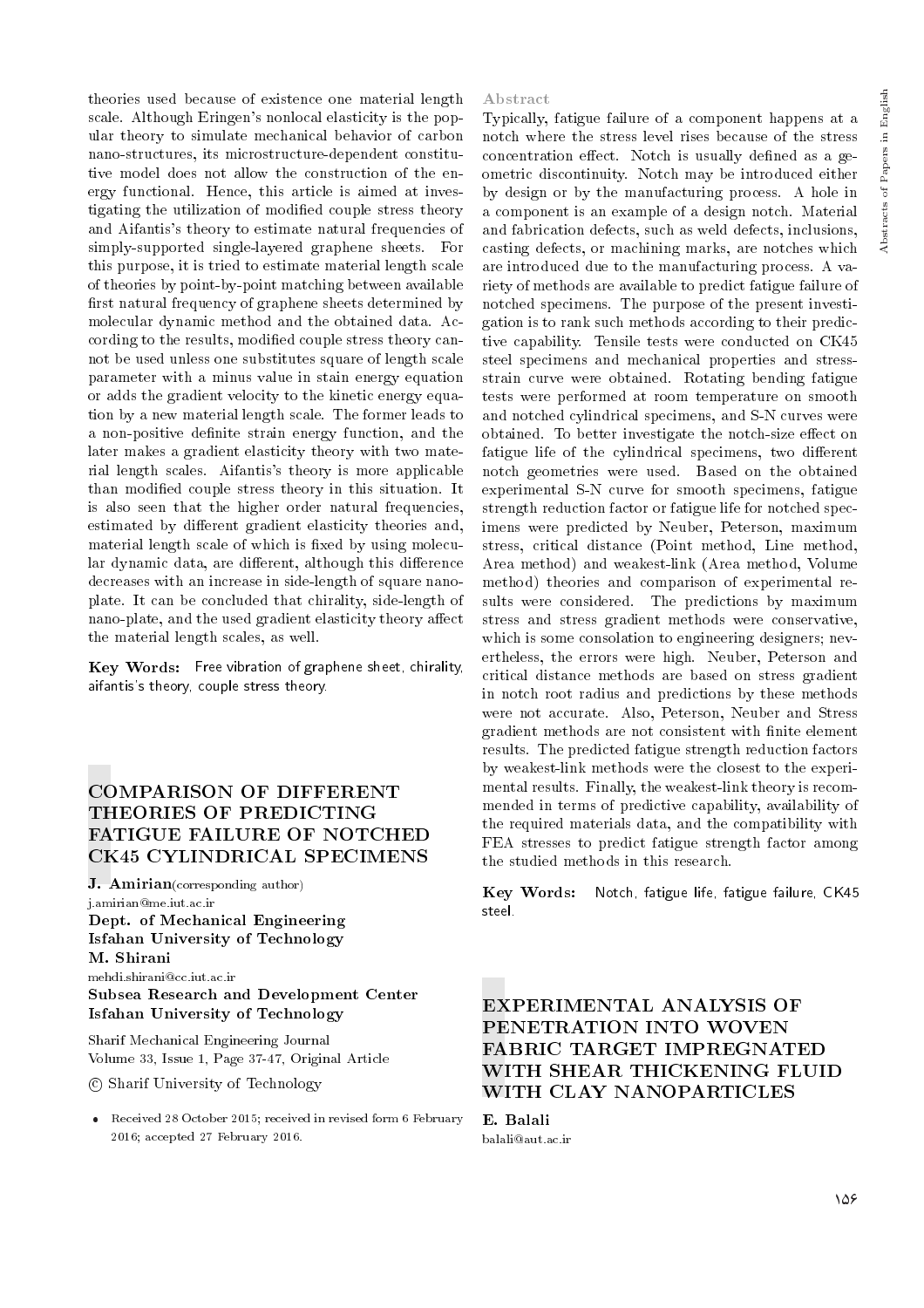theories used because of existence one material length scale. Although Eringen's nonlocal elasticity is the popular theory to simulate mechanical behavior of carbon nano-structures, its microstructure-dependent constitutive model does not allow the construction of the energy functional. Hence, this article is aimed at investigating the utilization of modified couple stress theory and Aifantis's theory to estimate natural frequencies of simply-supported single-layered graphene sheets. For this purpose, it is tried to estimate material length scale of theories by point-by-point matching between available first natural frequency of graphene sheets determined by molecular dynamic method and the obtained data. According to the results, modified couple stress theory cannot be used unless one substitutes square of length scale parameter with a minus value in stain energy equation or adds the gradient velocity to the kinetic energy equation by a new material length scale. The former leads to a non-positive definite strain energy function, and the later makes a gradient elasticity theory with two material length scales. Aifantis's theory is more applicable than modified couple stress theory in this situation. It is also seen that the higher order natural frequencies, estimated by different gradient elasticity theories and, material length scale of which is fixed by using molecular dynamic data, are different, although this difference decreases with an increase in side-length of square nanoplate. It can be concluded that chirality, side-length of nano-plate, and the used gradient elasticity theory affect the material length scales, as well.

**Key Words:** Free vibration of graphene sheet, chirality, aifantis's theory, couple stress theory.

## COMPARISON OF DIFFERENT THEORIES OF PREDICTING FATIGUE FAILURE OF NOTCHED CK45 CYLINDRICAL SPECIMENS

**J. Amirian**(corresponding author)
j.amirian@me.iut.ac.ir
**Dept. of Mechanical Engineering**
**Isfahan University of Technology**
**M. Shirani**
mehdi.shirani@cc.iut.ac.ir
**Subsea Research and Development Center**
**Isfahan University of Technology**

Sharif Mechanical Engineering Journal
Volume 33, Issue 1, Page 37-47, Original Article

© Sharif University of Technology

- Received 28 October 2015; received in revised form 6 February 2016; accepted 27 February 2016.

### Abstract

Typically, fatigue failure of a component happens at a notch where the stress level rises because of the stress concentration effect. Notch is usually defined as a geometric discontinuity. Notch may be introduced either by design or by the manufacturing process. A hole in a component is an example of a design notch. Material and fabrication defects, such as weld defects, inclusions, casting defects, or machining marks, are notches which are introduced due to the manufacturing process. A variety of methods are available to predict fatigue failure of notched specimens. The purpose of the present investigation is to rank such methods according to their predictive capability. Tensile tests were conducted on CK45 steel specimens and mechanical properties and stress-strain curve were obtained. Rotating bending fatigue tests were performed at room temperature on smooth and notched cylindrical specimens, and S-N curves were obtained. To better investigate the notch-size effect on fatigue life of the cylindrical specimens, two different notch geometries were used. Based on the obtained experimental S-N curve for smooth specimens, fatigue strength reduction factor or fatigue life for notched specimens were predicted by Neuber, Peterson, maximum stress, critical distance (Point method, Line method, Area method) and weakest-link (Area method, Volume method) theories and comparison of experimental results were considered. The predictions by maximum stress and stress gradient methods were conservative, which is some consolation to engineering designers; nevertheless, the errors were high. Neuber, Peterson and critical distance methods are based on stress gradient in notch root radius and predictions by these methods were not accurate. Also, Peterson, Neuber and Stress gradient methods are not consistent with finite element results. The predicted fatigue strength reduction factors by weakest-link methods were the closest to the experimental results. Finally, the weakest-link theory is recommended in terms of predictive capability, availability of the required materials data, and the compatibility with FEA stresses to predict fatigue strength factor among the studied methods in this research.

**Key Words:** Notch, fatigue life, fatigue failure, CK45 steel.

## EXPERIMENTAL ANALYSIS OF PENETRATION INTO WOVEN FABRIC TARGET IMPREGNATED WITH SHEAR THICKENING FLUID WITH CLAY NANOPARTICLES

**E. Balali**
balali@aut.ac.ir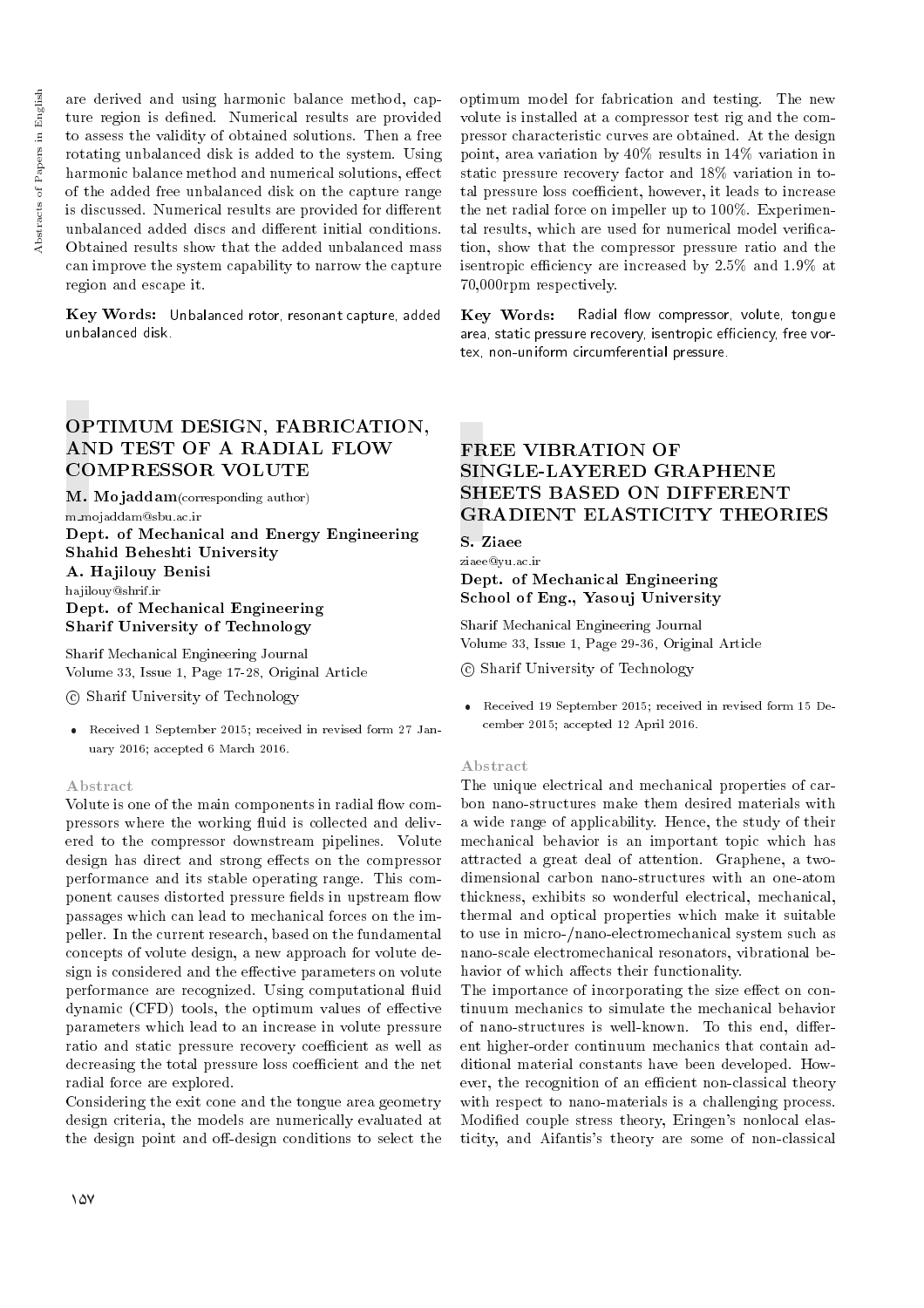are derived and using harmonic balance method, capture region is defined. Numerical results are provided to assess the validity of obtained solutions. Then a free rotating unbalanced disk is added to the system. Using harmonic balance method and numerical solutions, effect of the added free unbalanced disk on the capture range is discussed. Numerical results are provided for different unbalanced added discs and different initial conditions. Obtained results show that the added unbalanced mass can improve the system capability to narrow the capture region and escape it.

**Key Words:** Unbalanced rotor, resonant capture, added unbalanced disk.

## OPTIMUM DESIGN, FABRICATION, AND TEST OF A RADIAL FLOW COMPRESSOR VOLUTE

**M. Mojaddam**(corresponding author)
m_mojaddam@sbu.ac.ir
**Dept. of Mechanical and Energy Engineering**
**Shahid Beheshti University**
**A. Hajilouy Benisi**
hajilouy@shrif.ir
**Dept. of Mechanical Engineering**
**Sharif University of Technology**

Sharif Mechanical Engineering Journal
Volume 33, Issue 1, Page 17-28, Original Article

© Sharif University of Technology

- Received 1 September 2015; received in revised form 27 January 2016; accepted 6 March 2016.

### Abstract

Volute is one of the main components in radial flow compressors where the working fluid is collected and delivered to the compressor downstream pipelines. Volute design has direct and strong effects on the compressor performance and its stable operating range. This component causes distorted pressure fields in upstream flow passages which can lead to mechanical forces on the impeller. In the current research, based on the fundamental concepts of volute design, a new approach for volute design is considered and the effective parameters on volute performance are recognized. Using computational fluid dynamic (CFD) tools, the optimum values of effective parameters which lead to an increase in volute pressure ratio and static pressure recovery coefficient as well as decreasing the total pressure loss coefficient and the net radial force are explored.

Considering the exit cone and the tongue area geometry design criteria, the models are numerically evaluated at the design point and off-design conditions to select the optimum model for fabrication and testing. The new volute is installed at a compressor test rig and the compressor characteristic curves are obtained. At the design point, area variation by 40% results in 14% variation in static pressure recovery factor and 18% variation in total pressure loss coefficient, however, it leads to increase the net radial force on impeller up to 100%. Experimental results, which are used for numerical model verification, show that the compressor pressure ratio and the isentropic efficiency are increased by 2.5% and 1.9% at 70,000rpm respectively.

**Key Words:** Radial flow compressor, volute, tongue area, static pressure recovery, isentropic efficiency, free vortex, non-uniform circumferential pressure.

## FREE VIBRATION OF SINGLE-LAYERED GRAPHENE SHEETS BASED ON DIFFERENT GRADIENT ELASTICITY THEORIES

**S. Ziaee**
ziaee@yu.ac.ir
**Dept. of Mechanical Engineering**
**School of Eng., Yasouj University**

Sharif Mechanical Engineering Journal
Volume 33, Issue 1, Page 29-36, Original Article

© Sharif University of Technology

- Received 19 September 2015; received in revised form 15 December 2015; accepted 12 April 2016.

### Abstract

The unique electrical and mechanical properties of carbon nano-structures make them desired materials with a wide range of applicability. Hence, the study of their mechanical behavior is an important topic which has attracted a great deal of attention. Graphene, a two-dimensional carbon nano-structures with an one-atom thickness, exhibits so wonderful electrical, mechanical, thermal and optical properties which make it suitable to use in micro-/nano-electromechanical system such as nano-scale electromechanical resonators, vibrational behavior of which affects their functionality.

The importance of incorporating the size effect on continuum mechanics to simulate the mechanical behavior of nano-structures is well-known. To this end, different higher-order continuum mechanics that contain additional material constants have been developed. However, the recognition of an efficient non-classical theory with respect to nano-materials is a challenging process. Modified couple stress theory, Eringen's nonlocal elasticity, and Aifantis's theory are some of non-classical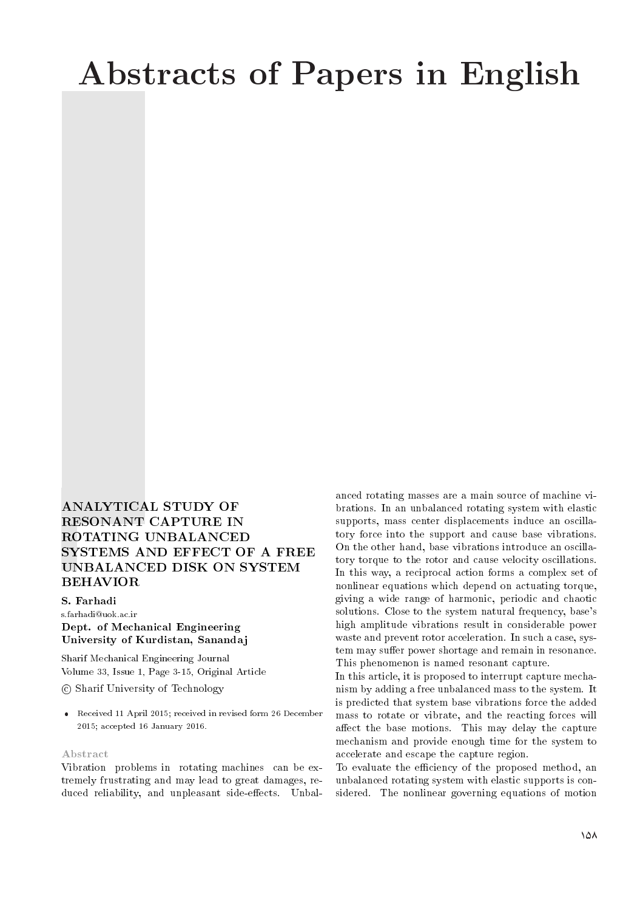# Abstracts of Papers in English

## ANALYTICAL STUDY OF RESONANT CAPTURE IN ROTATING UNBALANCED SYSTEMS AND EFFECT OF A FREE UNBALANCED DISK ON SYSTEM BEHAVIOR

**S. Farhadi**
s.farhadi@uok.ac.ir
**Dept. of Mechanical Engineering**
**University of Kurdistan, Sanandaj**

Sharif Mechanical Engineering Journal
Volume 33, Issue 1, Page 3-15, Original Article
© Sharif University of Technology

- Received 11 April 2015; received in revised form 26 December 2015; accepted 16 January 2016.

### Abstract

Vibration problems in rotating machines can be extremely frustrating and may lead to great damages, reduced reliability, and unpleasant side-effects. Unbalanced rotating masses are a main source of machine vibrations. In an unbalanced rotating system with elastic supports, mass center displacements induce an oscillatory force into the support and cause base vibrations. On the other hand, base vibrations introduce an oscillatory torque to the rotor and cause velocity oscillations. In this way, a reciprocal action forms a complex set of nonlinear equations which depend on actuating torque, giving a wide range of harmonic, periodic and chaotic solutions. Close to the system natural frequency, base's high amplitude vibrations result in considerable power waste and prevent rotor acceleration. In such a case, system may suffer power shortage and remain in resonance. This phenomenon is named resonant capture.

In this article, it is proposed to interrupt capture mechanism by adding a free unbalanced mass to the system. It is predicted that system base vibrations force the added mass to rotate or vibrate, and the reacting forces will affect the base motions. This may delay the capture mechanism and provide enough time for the system to accelerate and escape the capture region.

To evaluate the efficiency of the proposed method, an unbalanced rotating system with elastic supports is considered. The nonlinear governing equations of motion